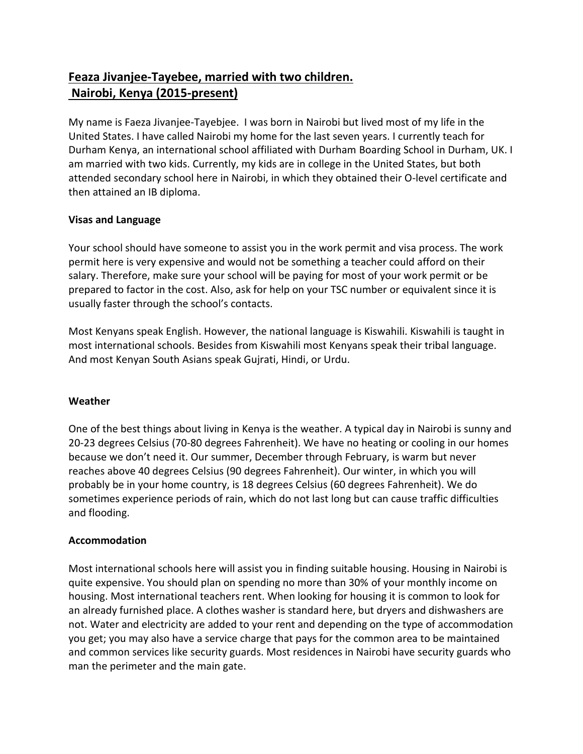## Feaza Jivanjee-Tayebee, married with two children. Nairobi, Kenya (2015-present)

My name is Faeza Jivanjee-Tayebjee. I was born in Nairobi but lived most of my life in the United States. I have called Nairobi my home for the last seven years. I currently teach for Durham Kenya, an international school affiliated with Durham Boarding School in Durham, UK. I am married with two kids. Currently, my kids are in college in the United States, but both attended secondary school here in Nairobi, in which they obtained their O-level certificate and then attained an IB diploma.

**Visas and Language**

Your school should have someone to assist you in the work permit and visa process. The work permit here is very expensive and would not be something a teacher could afford on their salary. Therefore, make sure your school will be paying for most of your work permit or be prepared to factor in the cost. Also, ask for help on your TSC number or equivalent since it is usually faster through the school's contacts.

Most Kenyans speak English. However, the national language is Kiswahili. Kiswahili is taught in most international schools. Besides from Kiswahili most Kenyans speak their tribal language. And most Kenyan South Asians speak Gujrati, Hindi, or Urdu.

**Weather**

One of the best things about living in Kenya is the weather. A typical day in Nairobi is sunny and 20-23 degrees Celsius (70-80 degrees Fahrenheit). We have no heating or cooling in our homes because we don't need it. Our summer, December through February, is warm but never reaches above 40 degrees Celsius (90 degrees Fahrenheit). Our winter, in which you will probably be in your home country, is 18 degrees Celsius (60 degrees Fahrenheit). We do sometimes experience periods of rain, which do not last long but can cause traffic difficulties and flooding.

**Accommodation**

Most international schools here will assist you in finding suitable housing. Housing in Nairobi is quite expensive. You should plan on spending no more than 30% of your monthly income on housing. Most international teachers rent. When looking for housing it is common to look for an already furnished place. A clothes washer is standard here, but dryers and dishwashers are not. Water and electricity are added to your rent and depending on the type of accommodation you get; you may also have a service charge that pays for the common area to be maintained and common services like security guards. Most residences in Nairobi have security guards who man the perimeter and the main gate.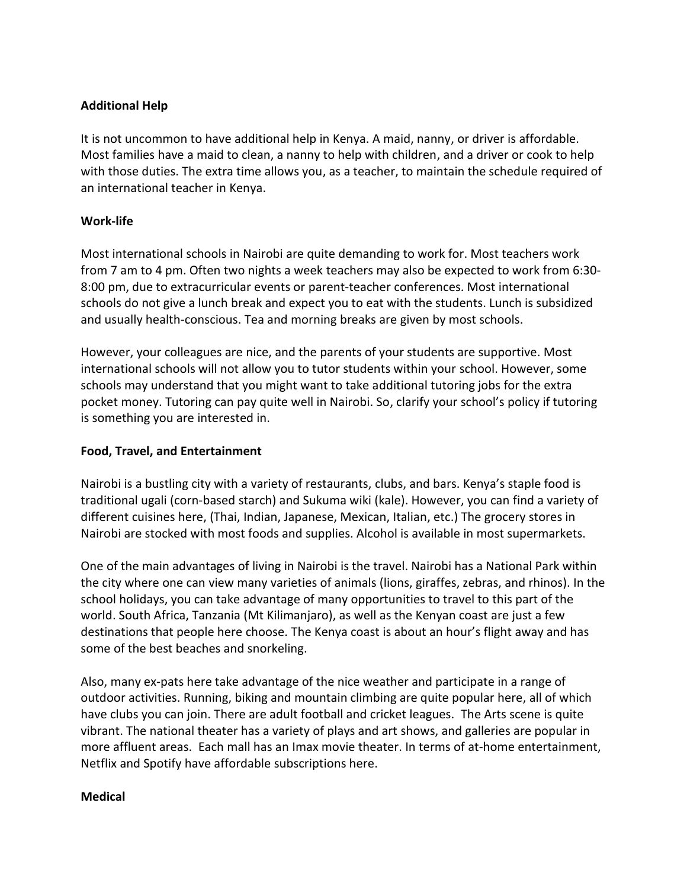**Additional Help**

It is not uncommon to have additional help in Kenya. A maid, nanny, or driver is affordable. Most families have a maid to clean, a nanny to help with children, and a driver or cook to help with those duties. The extra time allows you, as a teacher, to maintain the schedule required of an international teacher in Kenya.

**Work-life**

Most international schools in Nairobi are quite demanding to work for. Most teachers work from 7 am to 4 pm. Often two nights a week teachers may also be expected to work from 6:30-8:00 pm, due to extracurricular events or parent-teacher conferences. Most international schools do not give a lunch break and expect you to eat with the students. Lunch is subsidized and usually health-conscious. Tea and morning breaks are given by most schools.

However, your colleagues are nice, and the parents of your students are supportive. Most international schools will not allow you to tutor students within your school. However, some schools may understand that you might want to take additional tutoring jobs for the extra pocket money. Tutoring can pay quite well in Nairobi. So, clarify your school's policy if tutoring is something you are interested in.

**Food, Travel, and Entertainment**

Nairobi is a bustling city with a variety of restaurants, clubs, and bars. Kenya's staple food is traditional ugali (corn-based starch) and Sukuma wiki (kale). However, you can find a variety of different cuisines here, (Thai, Indian, Japanese, Mexican, Italian, etc.) The grocery stores in Nairobi are stocked with most foods and supplies. Alcohol is available in most supermarkets.

One of the main advantages of living in Nairobi is the travel. Nairobi has a National Park within the city where one can view many varieties of animals (lions, giraffes, zebras, and rhinos). In the school holidays, you can take advantage of many opportunities to travel to this part of the world. South Africa, Tanzania (Mt Kilimanjaro), as well as the Kenyan coast are just a few destinations that people here choose. The Kenya coast is about an hour's flight away and has some of the best beaches and snorkeling.

Also, many ex-pats here take advantage of the nice weather and participate in a range of outdoor activities. Running, biking and mountain climbing are quite popular here, all of which have clubs you can join. There are adult football and cricket leagues. The Arts scene is quite vibrant. The national theater has a variety of plays and art shows, and galleries are popular in more affluent areas. Each mall has an Imax movie theater. In terms of at-home entertainment, Netflix and Spotify have affordable subscriptions here.

**Medical**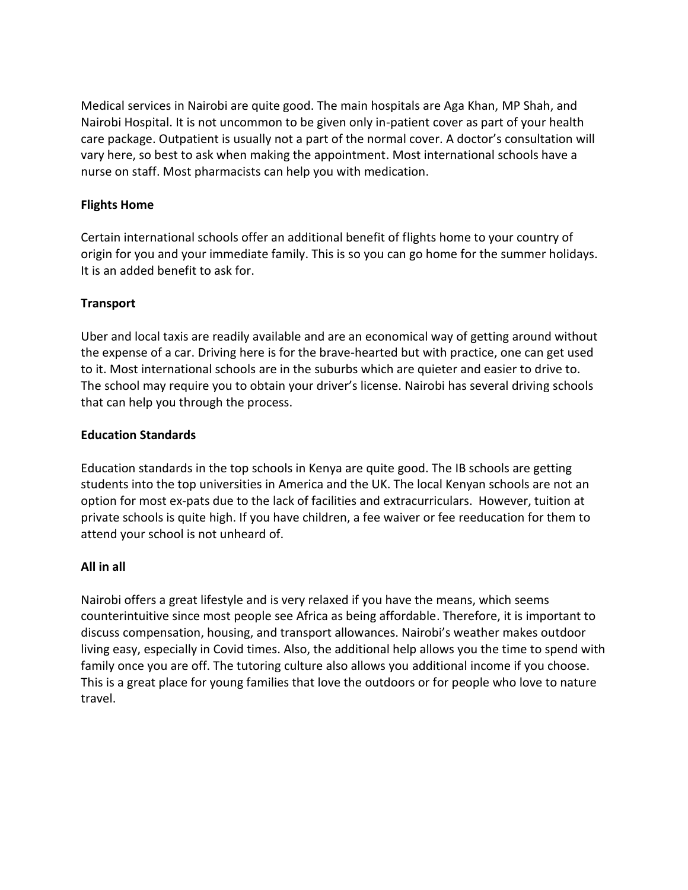Medical services in Nairobi are quite good. The main hospitals are Aga Khan, MP Shah, and Nairobi Hospital. It is not uncommon to be given only in-patient cover as part of your health care package. Outpatient is usually not a part of the normal cover. A doctor's consultation will vary here, so best to ask when making the appointment. Most international schools have a nurse on staff. Most pharmacists can help you with medication.

**Flights Home**

Certain international schools offer an additional benefit of flights home to your country of origin for you and your immediate family. This is so you can go home for the summer holidays. It is an added benefit to ask for.

**Transport**

Uber and local taxis are readily available and are an economical way of getting around without the expense of a car. Driving here is for the brave-hearted but with practice, one can get used to it. Most international schools are in the suburbs which are quieter and easier to drive to. The school may require you to obtain your driver's license. Nairobi has several driving schools that can help you through the process.

**Education Standards**

Education standards in the top schools in Kenya are quite good. The IB schools are getting students into the top universities in America and the UK. The local Kenyan schools are not an option for most ex-pats due to the lack of facilities and extracurriculars. However, tuition at private schools is quite high. If you have children, a fee waiver or fee reeducation for them to attend your school is not unheard of.

**All in all**

Nairobi offers a great lifestyle and is very relaxed if you have the means, which seems counterintuitive since most people see Africa as being affordable. Therefore, it is important to discuss compensation, housing, and transport allowances. Nairobi's weather makes outdoor living easy, especially in Covid times. Also, the additional help allows you the time to spend with family once you are off. The tutoring culture also allows you additional income if you choose. This is a great place for young families that love the outdoors or for people who love to nature travel.